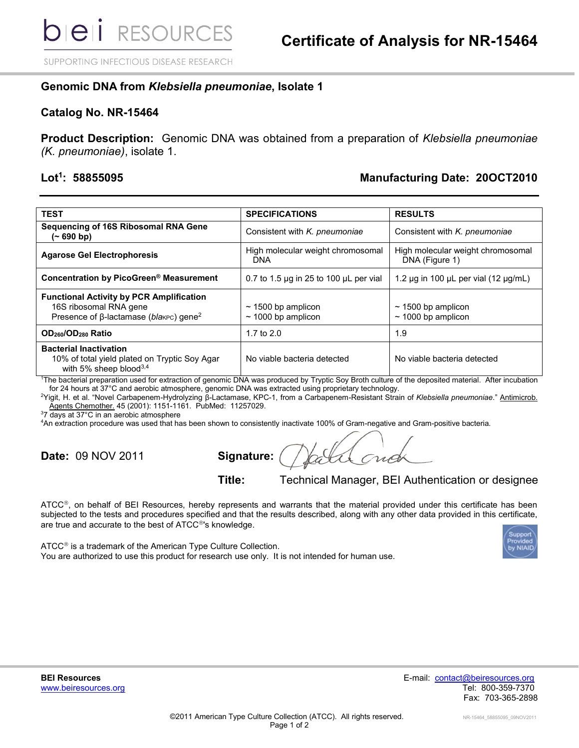# Certificate of Analysis for NR-15464

bei RESOURCES
SUPPORTING INFECTIOUS DISEASE RESEARCH

## Genomic DNA from *Klebsiella pneumoniae*, Isolate 1

## Catalog No. NR-15464

**Product Description:** Genomic DNA was obtained from a preparation of *Klebsiella pneumoniae (K. pneumoniae)*, isolate 1.

**Lot[1]: 58855095** **Manufacturing Date: 20OCT2010**

| TEST | SPECIFICATIONS | RESULTS |
|---|---|---|
| **Sequencing of 16S Ribosomal RNA Gene (~ 690 bp)** | Consistent with *K. pneumoniae* | Consistent with *K. pneumoniae* |
| **Agarose Gel Electrophoresis** | High molecular weight chromosomal DNA | High molecular weight chromosomal DNA (Figure 1) |
| **Concentration by PicoGreen® Measurement** | 0.7 to 1.5 µg in 25 to 100 µL per vial | 1.2 µg in 100 µL per vial (12 µg/mL) |
| **Functional Activity by PCR Amplification**<br>16S ribosomal RNA gene<br>Presence of β-lactamase (*bla*$_{KPC}$) gene[2] | <br>~ 1500 bp amplicon<br>~ 1000 bp amplicon | <br>~ 1500 bp amplicon<br>~ 1000 bp amplicon |
| **$OD_{260}/OD_{280}$ Ratio** | 1.7 to 2.0 | 1.9 |
| **Bacterial Inactivation**<br>10% of total yield plated on Tryptic Soy Agar with 5% sheep blood[3,4] | No viable bacteria detected | No viable bacteria detected |

[1]The bacterial preparation used for extraction of genomic DNA was produced by Tryptic Soy Broth culture of the deposited material. After incubation for 24 hours at 37°C and aerobic atmosphere, genomic DNA was extracted using proprietary technology.
[2]Yigit, H. et al. "Novel Carbapenem-Hydrolyzing β-Lactamase, KPC-1, from a Carbapenem-Resistant Strain of *Klebsiella pneumoniae*." Antimicrob. Agents Chemother. 45 (2001): 1151-1161. PubMed: 11257029.
[3]7 days at 37°C in an aerobic atmosphere
[4]An extraction procedure was used that has been shown to consistently inactivate 100% of Gram-negative and Gram-positive bacteria.

**Date:** 09 NOV 2011 **Signature:**

**Title:** Technical Manager, BEI Authentication or designee

ATCC®, on behalf of BEI Resources, hereby represents and warrants that the material provided under this certificate has been subjected to the tests and procedures specified and that the results described, along with any other data provided in this certificate, are true and accurate to the best of ATCC®'s knowledge.

ATCC® is a trademark of the American Type Culture Collection.
You are authorized to use this product for research use only. It is not intended for human use.

Support Provided by NIAID

**BEI Resources**
www.beiresources.org

E-mail: contact@beiresources.org
Tel: 800-359-7370
Fax: 703-365-2898

©2011 American Type Culture Collection (ATCC). All rights reserved.

NR-15464_58855095_09NOV2011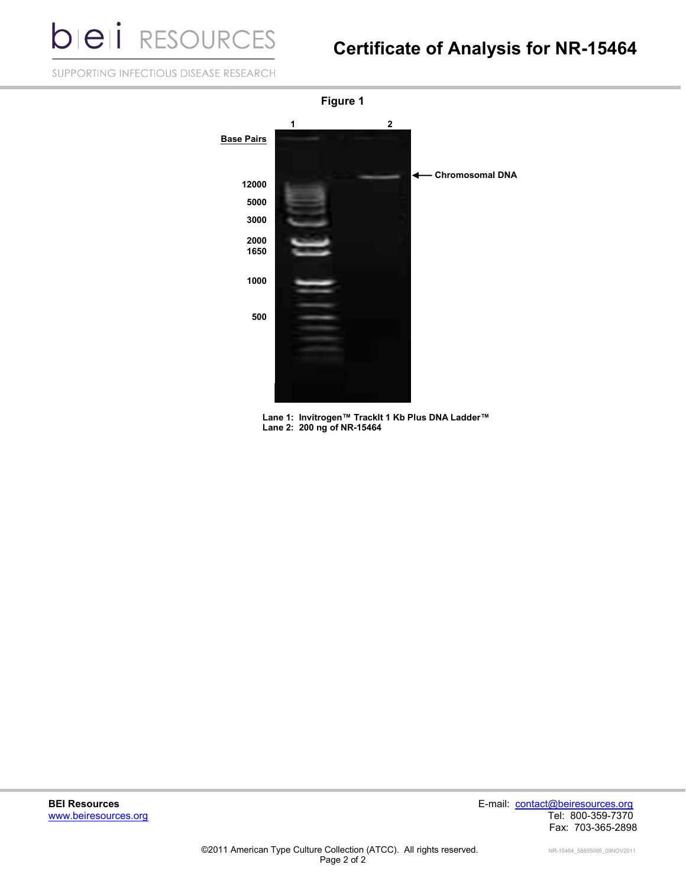# Certificate of Analysis for NR-15464

**Figure 1**

1 2

**Base Pairs**

12000
5000
3000
2000
1650
1000
500

Chromosomal DNA

**Lane 1: Invitrogen™ TrackIt 1 Kb Plus DNA Ladder™**
**Lane 2: 200 ng of NR-15464**

**BEI Resources**
www.beiresources.org

E-mail: contact@beiresources.org
Tel: 800-359-7370
Fax: 703-365-2898

©2011 American Type Culture Collection (ATCC). All rights reserved.

NR-15464_58855095_09NOV2011